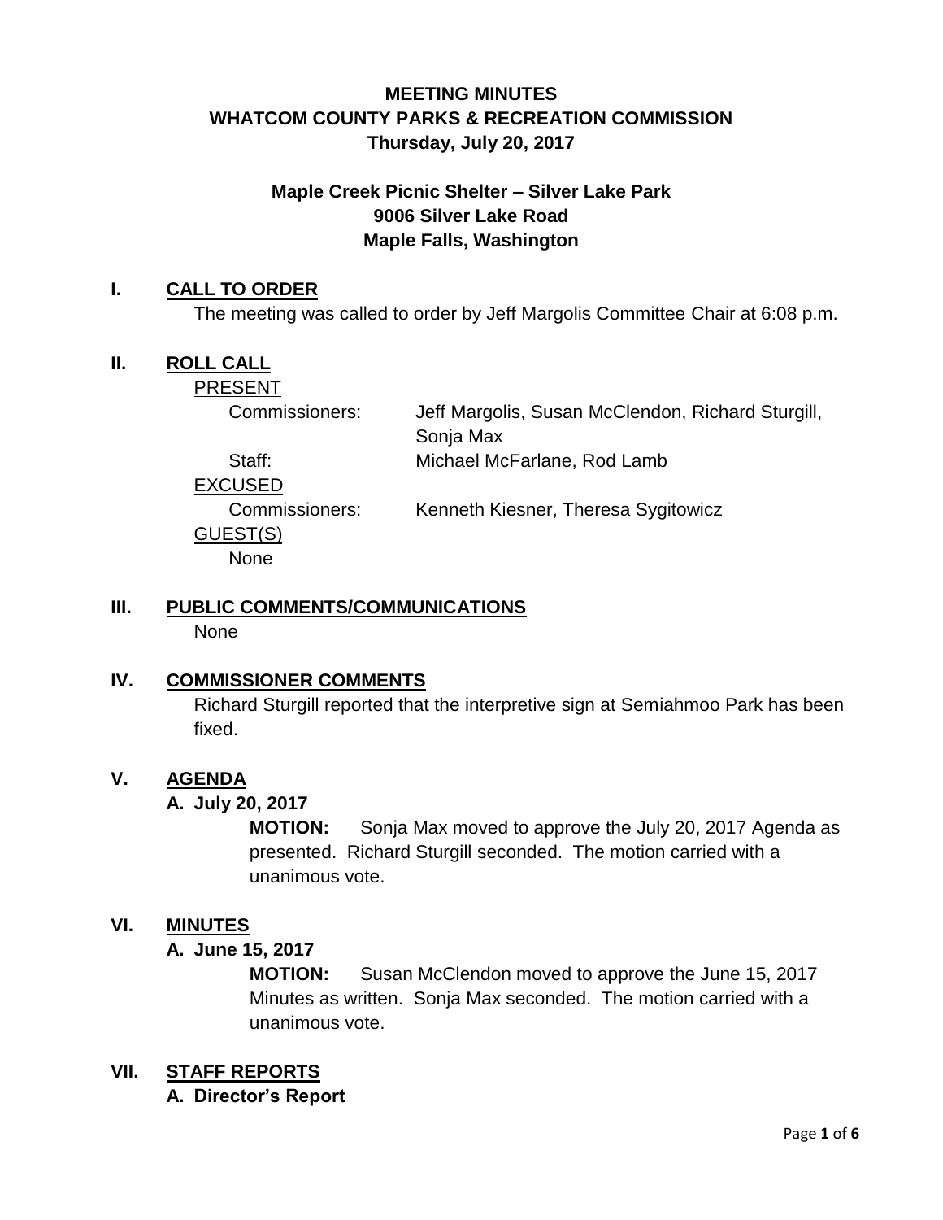# MEETING MINUTES
# WHATCOM COUNTY PARKS & RECREATION COMMISSION
# Thursday, July 20, 2017

### Maple Creek Picnic Shelter – Silver Lake Park
### 9006 Silver Lake Road
### Maple Falls, Washington

## I. CALL TO ORDER

The meeting was called to order by Jeff Margolis Committee Chair at 6:08 p.m.

## II. ROLL CALL

PRESENT

| | |
|---|---|
| Commissioners: | Jeff Margolis, Susan McClendon, Richard Sturgill, Sonja Max |
| Staff: | Michael McFarlane, Rod Lamb |

EXCUSED

| | |
|---|---|
| Commissioners: | Kenneth Kiesner, Theresa Sygitowicz |

GUEST(S)

None

## III. PUBLIC COMMENTS/COMMUNICATIONS

None

## IV. COMMISSIONER COMMENTS

Richard Sturgill reported that the interpretive sign at Semiahmoo Park has been fixed.

## V. AGENDA

### A. July 20, 2017

**MOTION:** Sonja Max moved to approve the July 20, 2017 Agenda as presented. Richard Sturgill seconded. The motion carried with a unanimous vote.

## VI. MINUTES

### A. June 15, 2017

**MOTION:** Susan McClendon moved to approve the June 15, 2017 Minutes as written. Sonja Max seconded. The motion carried with a unanimous vote.

## VII. STAFF REPORTS

### A. Director's Report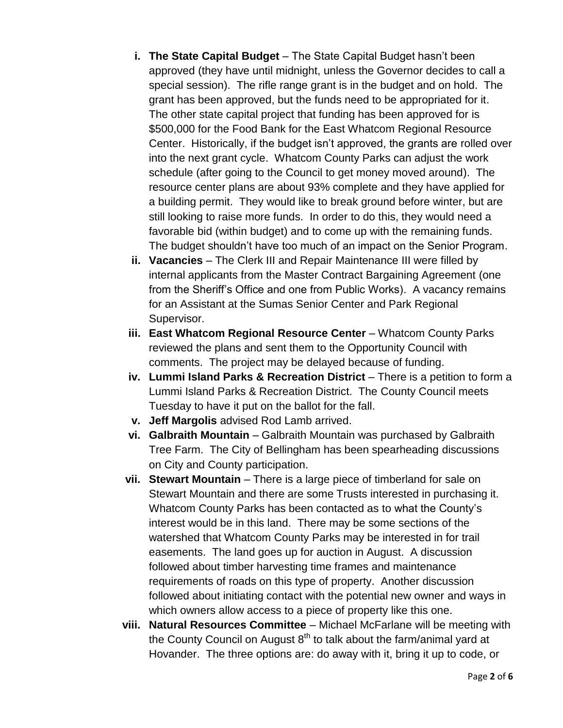i. **The State Capital Budget** – The State Capital Budget hasn't been approved (they have until midnight, unless the Governor decides to call a special session). The rifle range grant is in the budget and on hold. The grant has been approved, but the funds need to be appropriated for it. The other state capital project that funding has been approved for is \$500,000 for the Food Bank for the East Whatcom Regional Resource Center. Historically, if the budget isn't approved, the grants are rolled over into the next grant cycle. Whatcom County Parks can adjust the work schedule (after going to the Council to get money moved around). The resource center plans are about 93% complete and they have applied for a building permit. They would like to break ground before winter, but are still looking to raise more funds. In order to do this, they would need a favorable bid (within budget) and to come up with the remaining funds. The budget shouldn't have too much of an impact on the Senior Program.

ii. **Vacancies** – The Clerk III and Repair Maintenance III were filled by internal applicants from the Master Contract Bargaining Agreement (one from the Sheriff's Office and one from Public Works). A vacancy remains for an Assistant at the Sumas Senior Center and Park Regional Supervisor.

iii. **East Whatcom Regional Resource Center** – Whatcom County Parks reviewed the plans and sent them to the Opportunity Council with comments. The project may be delayed because of funding.

iv. **Lummi Island Parks & Recreation District** – There is a petition to form a Lummi Island Parks & Recreation District. The County Council meets Tuesday to have it put on the ballot for the fall.

v. **Jeff Margolis** advised Rod Lamb arrived.

vi. **Galbraith Mountain** – Galbraith Mountain was purchased by Galbraith Tree Farm. The City of Bellingham has been spearheading discussions on City and County participation.

vii. **Stewart Mountain** – There is a large piece of timberland for sale on Stewart Mountain and there are some Trusts interested in purchasing it. Whatcom County Parks has been contacted as to what the County's interest would be in this land. There may be some sections of the watershed that Whatcom County Parks may be interested in for trail easements. The land goes up for auction in August. A discussion followed about timber harvesting time frames and maintenance requirements of roads on this type of property. Another discussion followed about initiating contact with the potential new owner and ways in which owners allow access to a piece of property like this one.

viii. **Natural Resources Committee** – Michael McFarlane will be meeting with the County Council on August 8th to talk about the farm/animal yard at Hovander. The three options are: do away with it, bring it up to code, or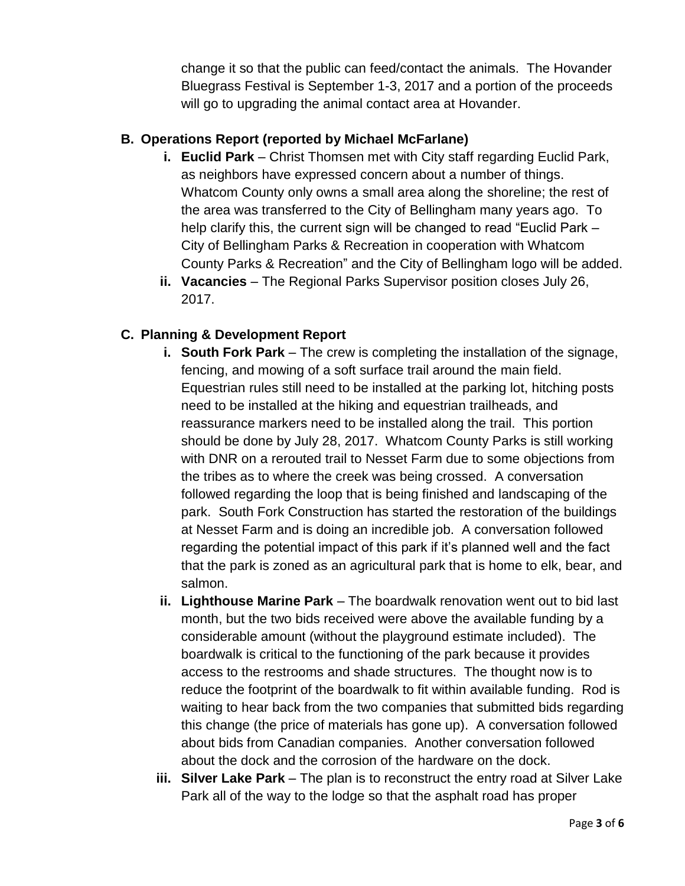change it so that the public can feed/contact the animals. The Hovander Bluegrass Festival is September 1-3, 2017 and a portion of the proceeds will go to upgrading the animal contact area at Hovander.

**B. Operations Report (reported by Michael McFarlane)**

- **i. Euclid Park** – Christ Thomsen met with City staff regarding Euclid Park, as neighbors have expressed concern about a number of things. Whatcom County only owns a small area along the shoreline; the rest of the area was transferred to the City of Bellingham many years ago. To help clarify this, the current sign will be changed to read "Euclid Park – City of Bellingham Parks & Recreation in cooperation with Whatcom County Parks & Recreation" and the City of Bellingham logo will be added.
- **ii. Vacancies** – The Regional Parks Supervisor position closes July 26, 2017.

**C. Planning & Development Report**

- **i. South Fork Park** – The crew is completing the installation of the signage, fencing, and mowing of a soft surface trail around the main field. Equestrian rules still need to be installed at the parking lot, hitching posts need to be installed at the hiking and equestrian trailheads, and reassurance markers need to be installed along the trail. This portion should be done by July 28, 2017. Whatcom County Parks is still working with DNR on a rerouted trail to Nesset Farm due to some objections from the tribes as to where the creek was being crossed. A conversation followed regarding the loop that is being finished and landscaping of the park. South Fork Construction has started the restoration of the buildings at Nesset Farm and is doing an incredible job. A conversation followed regarding the potential impact of this park if it's planned well and the fact that the park is zoned as an agricultural park that is home to elk, bear, and salmon.
- **ii. Lighthouse Marine Park** – The boardwalk renovation went out to bid last month, but the two bids received were above the available funding by a considerable amount (without the playground estimate included). The boardwalk is critical to the functioning of the park because it provides access to the restrooms and shade structures. The thought now is to reduce the footprint of the boardwalk to fit within available funding. Rod is waiting to hear back from the two companies that submitted bids regarding this change (the price of materials has gone up). A conversation followed about bids from Canadian companies. Another conversation followed about the dock and the corrosion of the hardware on the dock.
- **iii. Silver Lake Park** – The plan is to reconstruct the entry road at Silver Lake Park all of the way to the lodge so that the asphalt road has proper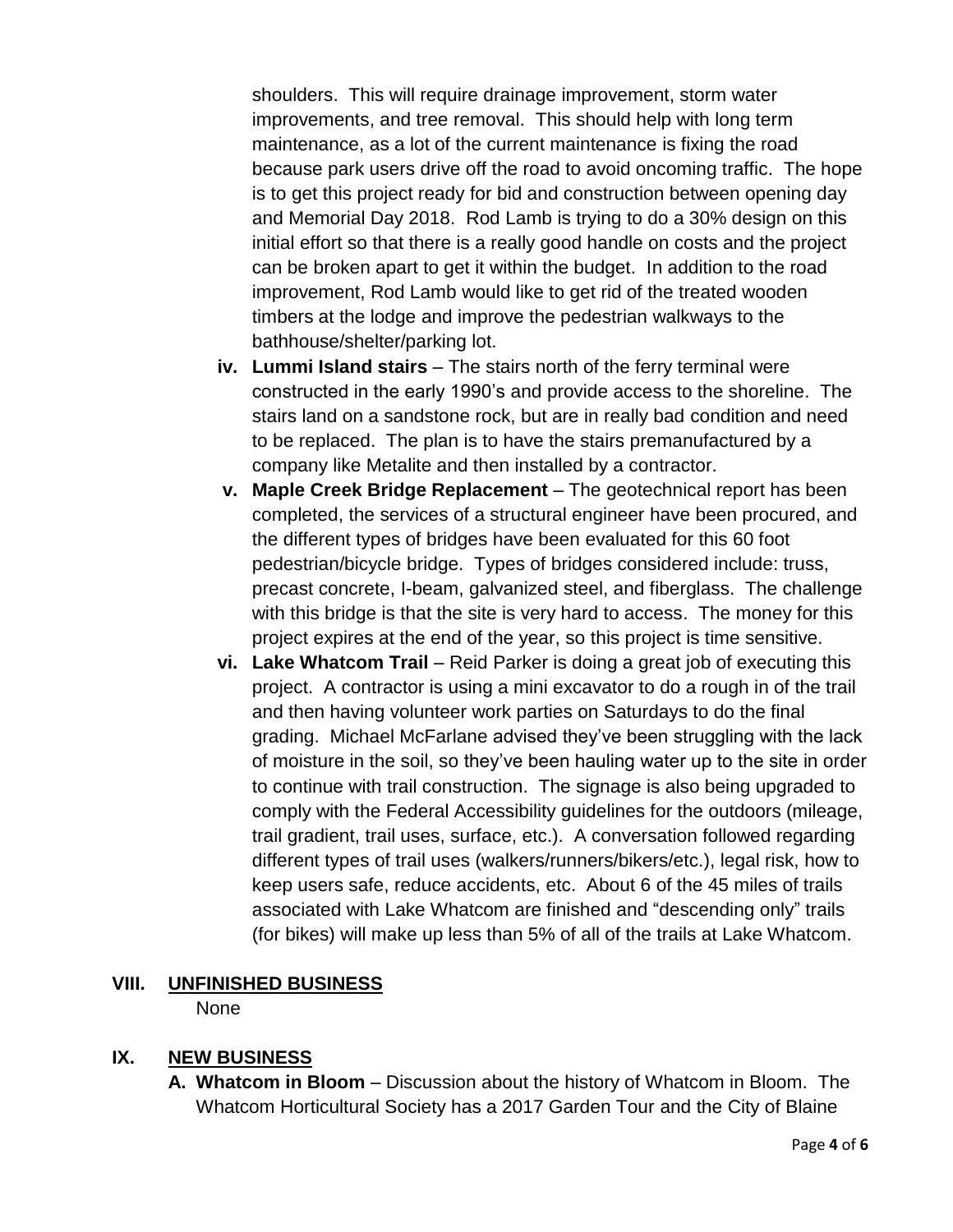shoulders. This will require drainage improvement, storm water improvements, and tree removal. This should help with long term maintenance, as a lot of the current maintenance is fixing the road because park users drive off the road to avoid oncoming traffic. The hope is to get this project ready for bid and construction between opening day and Memorial Day 2018. Rod Lamb is trying to do a 30% design on this initial effort so that there is a really good handle on costs and the project can be broken apart to get it within the budget. In addition to the road improvement, Rod Lamb would like to get rid of the treated wooden timbers at the lodge and improve the pedestrian walkways to the bathhouse/shelter/parking lot.

iv. **Lummi Island stairs** – The stairs north of the ferry terminal were constructed in the early 1990's and provide access to the shoreline. The stairs land on a sandstone rock, but are in really bad condition and need to be replaced. The plan is to have the stairs premanufactured by a company like Metalite and then installed by a contractor.

v. **Maple Creek Bridge Replacement** – The geotechnical report has been completed, the services of a structural engineer have been procured, and the different types of bridges have been evaluated for this 60 foot pedestrian/bicycle bridge. Types of bridges considered include: truss, precast concrete, I-beam, galvanized steel, and fiberglass. The challenge with this bridge is that the site is very hard to access. The money for this project expires at the end of the year, so this project is time sensitive.

vi. **Lake Whatcom Trail** – Reid Parker is doing a great job of executing this project. A contractor is using a mini excavator to do a rough in of the trail and then having volunteer work parties on Saturdays to do the final grading. Michael McFarlane advised they've been struggling with the lack of moisture in the soil, so they've been hauling water up to the site in order to continue with trail construction. The signage is also being upgraded to comply with the Federal Accessibility guidelines for the outdoors (mileage, trail gradient, trail uses, surface, etc.). A conversation followed regarding different types of trail uses (walkers/runners/bikers/etc.), legal risk, how to keep users safe, reduce accidents, etc. About 6 of the 45 miles of trails associated with Lake Whatcom are finished and "descending only" trails (for bikes) will make up less than 5% of all of the trails at Lake Whatcom.

## VIII. UNFINISHED BUSINESS

None

## IX. NEW BUSINESS

A. **Whatcom in Bloom** – Discussion about the history of Whatcom in Bloom. The Whatcom Horticultural Society has a 2017 Garden Tour and the City of Blaine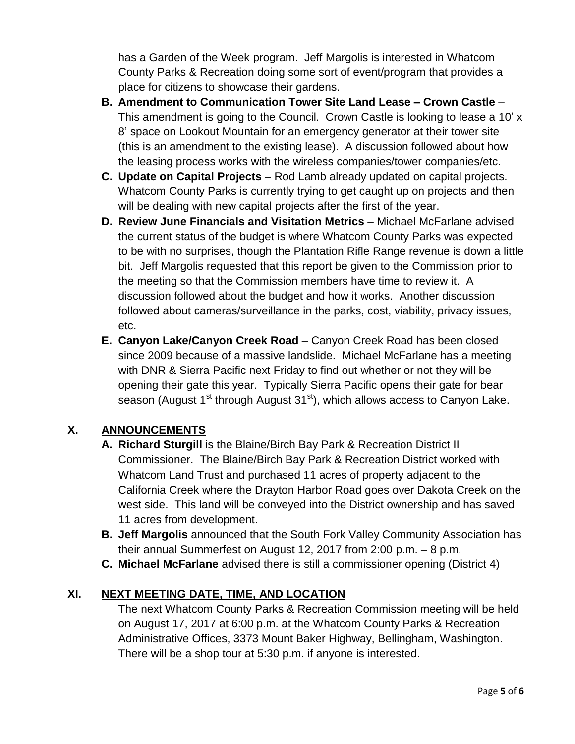has a Garden of the Week program. Jeff Margolis is interested in Whatcom County Parks & Recreation doing some sort of event/program that provides a place for citizens to showcase their gardens.

**B. Amendment to Communication Tower Site Land Lease – Crown Castle** – This amendment is going to the Council. Crown Castle is looking to lease a 10' x 8' space on Lookout Mountain for an emergency generator at their tower site (this is an amendment to the existing lease). A discussion followed about how the leasing process works with the wireless companies/tower companies/etc.

**C. Update on Capital Projects** – Rod Lamb already updated on capital projects. Whatcom County Parks is currently trying to get caught up on projects and then will be dealing with new capital projects after the first of the year.

**D. Review June Financials and Visitation Metrics** – Michael McFarlane advised the current status of the budget is where Whatcom County Parks was expected to be with no surprises, though the Plantation Rifle Range revenue is down a little bit. Jeff Margolis requested that this report be given to the Commission prior to the meeting so that the Commission members have time to review it. A discussion followed about the budget and how it works. Another discussion followed about cameras/surveillance in the parks, cost, viability, privacy issues, etc.

**E. Canyon Lake/Canyon Creek Road** – Canyon Creek Road has been closed since 2009 because of a massive landslide. Michael McFarlane has a meeting with DNR & Sierra Pacific next Friday to find out whether or not they will be opening their gate this year. Typically Sierra Pacific opens their gate for bear season (August 1st through August 31st), which allows access to Canyon Lake.

## X. ANNOUNCEMENTS

**A. Richard Sturgill** is the Blaine/Birch Bay Park & Recreation District II Commissioner. The Blaine/Birch Bay Park & Recreation District worked with Whatcom Land Trust and purchased 11 acres of property adjacent to the California Creek where the Drayton Harbor Road goes over Dakota Creek on the west side. This land will be conveyed into the District ownership and has saved 11 acres from development.

**B. Jeff Margolis** announced that the South Fork Valley Community Association has their annual Summerfest on August 12, 2017 from 2:00 p.m. – 8 p.m.

**C. Michael McFarlane** advised there is still a commissioner opening (District 4)

## XI. NEXT MEETING DATE, TIME, AND LOCATION

The next Whatcom County Parks & Recreation Commission meeting will be held on August 17, 2017 at 6:00 p.m. at the Whatcom County Parks & Recreation Administrative Offices, 3373 Mount Baker Highway, Bellingham, Washington. There will be a shop tour at 5:30 p.m. if anyone is interested.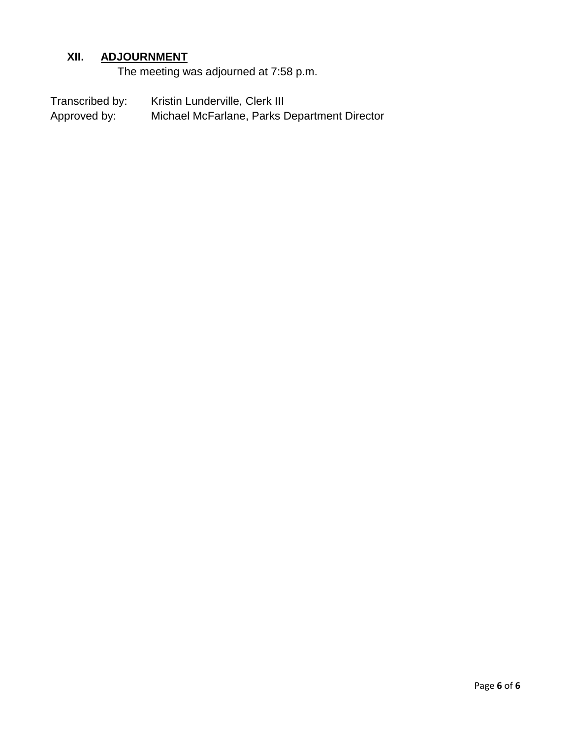## XII. ADJOURNMENT

The meeting was adjourned at 7:58 p.m.

Transcribed by: Kristin Lunderville, Clerk III
Approved by: Michael McFarlane, Parks Department Director